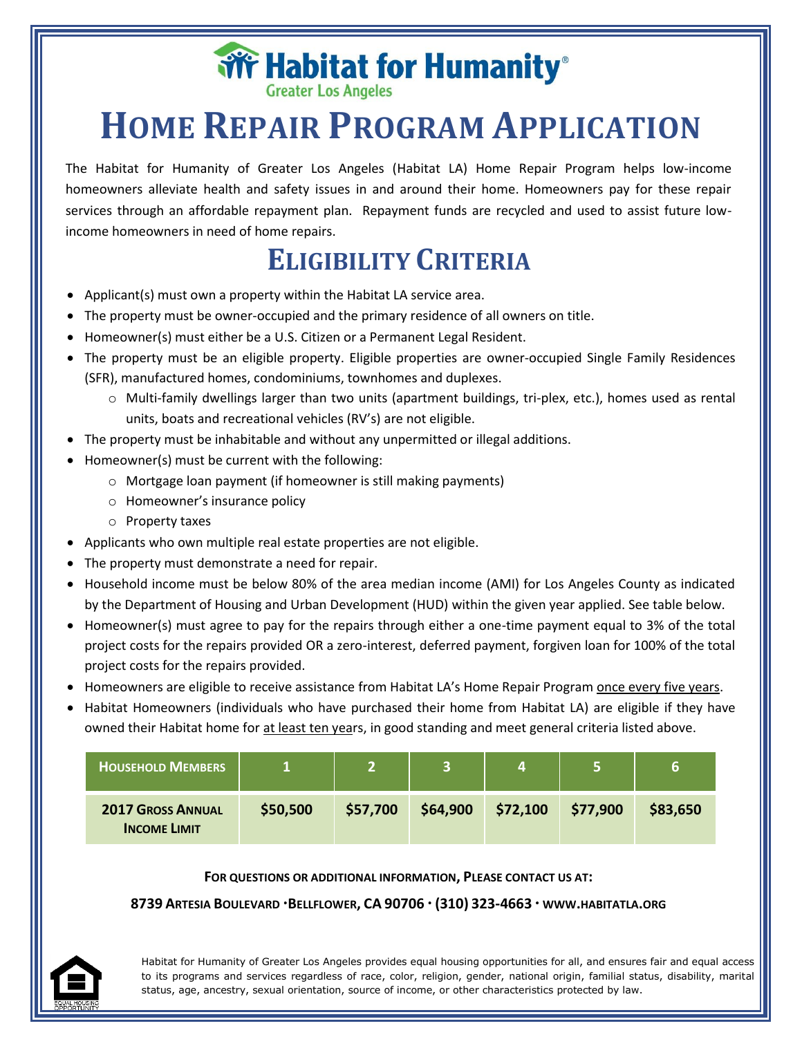Habitat for Humanity®
Greater Los Angeles

# HOME REPAIR PROGRAM APPLICATION

The Habitat for Humanity of Greater Los Angeles (Habitat LA) Home Repair Program helps low-income homeowners alleviate health and safety issues in and around their home. Homeowners pay for these repair services through an affordable repayment plan. Repayment funds are recycled and used to assist future low-income homeowners in need of home repairs.

## ELIGIBILITY CRITERIA

- Applicant(s) must own a property within the Habitat LA service area.
- The property must be owner-occupied and the primary residence of all owners on title.
- Homeowner(s) must either be a U.S. Citizen or a Permanent Legal Resident.
- The property must be an eligible property. Eligible properties are owner-occupied Single Family Residences (SFR), manufactured homes, condominiums, townhomes and duplexes.
  - Multi-family dwellings larger than two units (apartment buildings, tri-plex, etc.), homes used as rental units, boats and recreational vehicles (RV's) are not eligible.
- The property must be inhabitable and without any unpermitted or illegal additions.
- Homeowner(s) must be current with the following:
  - Mortgage loan payment (if homeowner is still making payments)
  - Homeowner's insurance policy
  - Property taxes
- Applicants who own multiple real estate properties are not eligible.
- The property must demonstrate a need for repair.
- Household income must be below 80% of the area median income (AMI) for Los Angeles County as indicated by the Department of Housing and Urban Development (HUD) within the given year applied. See table below.
- Homeowner(s) must agree to pay for the repairs through either a one-time payment equal to 3% of the total project costs for the repairs provided OR a zero-interest, deferred payment, forgiven loan for 100% of the total project costs for the repairs provided.
- Homeowners are eligible to receive assistance from Habitat LA's Home Repair Program once every five years.
- Habitat Homeowners (individuals who have purchased their home from Habitat LA) are eligible if they have owned their Habitat home for at least ten years, in good standing and meet general criteria listed above.

| HOUSEHOLD MEMBERS | 1 | 2 | 3 | 4 | 5 | 6 |
|---|---|---|---|---|---|---|
| **2017 GROSS ANNUAL INCOME LIMIT** | **$50,500** | **$57,700** | **$64,900** | **$72,100** | **$77,900** | **$83,650** |

**FOR QUESTIONS OR ADDITIONAL INFORMATION, PLEASE CONTACT US AT:**

**8739 ARTESIA BOULEVARD ·BELLFLOWER, CA 90706 · (310) 323-4663 · WWW.HABITATLA.ORG**

Habitat for Humanity of Greater Los Angeles provides equal housing opportunities for all, and ensures fair and equal access to its programs and services regardless of race, color, religion, gender, national origin, familial status, disability, marital status, age, ancestry, sexual orientation, source of income, or other characteristics protected by law.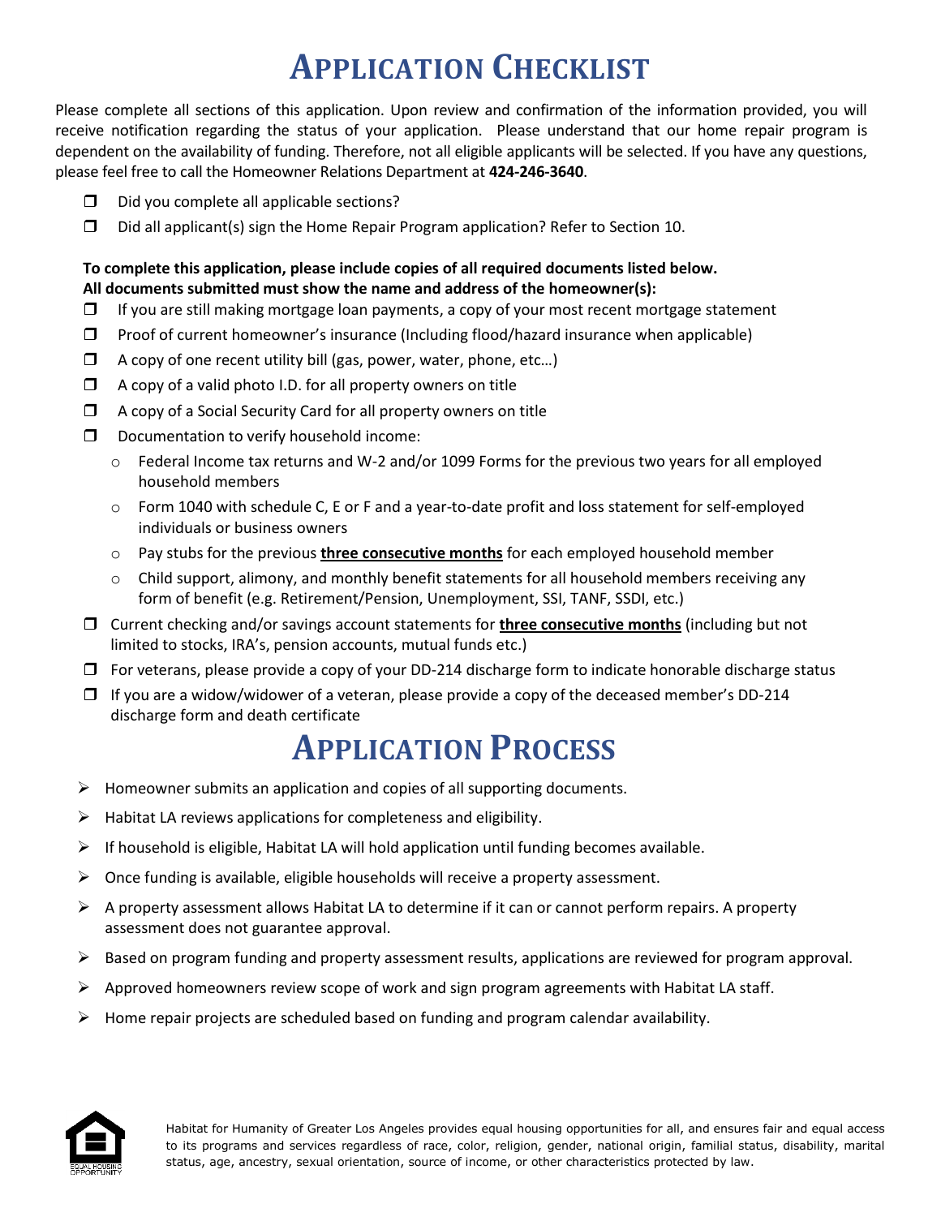# APPLICATION CHECKLIST

Please complete all sections of this application. Upon review and confirmation of the information provided, you will receive notification regarding the status of your application. Please understand that our home repair program is dependent on the availability of funding. Therefore, not all eligible applicants will be selected. If you have any questions, please feel free to call the Homeowner Relations Department at **424-246-3640**.

- ☐ Did you complete all applicable sections?
- ☐ Did all applicant(s) sign the Home Repair Program application? Refer to Section 10.

**To complete this application, please include copies of all required documents listed below.**
**All documents submitted must show the name and address of the homeowner(s):**

- ☐ If you are still making mortgage loan payments, a copy of your most recent mortgage statement
- ☐ Proof of current homeowner's insurance (Including flood/hazard insurance when applicable)
- ☐ A copy of one recent utility bill (gas, power, water, phone, etc…)
- ☐ A copy of a valid photo I.D. for all property owners on title
- ☐ A copy of a Social Security Card for all property owners on title
- ☐ Documentation to verify household income:
  - Federal Income tax returns and W-2 and/or 1099 Forms for the previous two years for all employed household members
  - Form 1040 with schedule C, E or F and a year-to-date profit and loss statement for self-employed individuals or business owners
  - Pay stubs for the previous **three consecutive months** for each employed household member
  - Child support, alimony, and monthly benefit statements for all household members receiving any form of benefit (e.g. Retirement/Pension, Unemployment, SSI, TANF, SSDI, etc.)
- ☐ Current checking and/or savings account statements for **three consecutive months** (including but not limited to stocks, IRA's, pension accounts, mutual funds etc.)
- ☐ For veterans, please provide a copy of your DD-214 discharge form to indicate honorable discharge status
- ☐ If you are a widow/widower of a veteran, please provide a copy of the deceased member's DD-214 discharge form and death certificate

# APPLICATION PROCESS

- Homeowner submits an application and copies of all supporting documents.
- Habitat LA reviews applications for completeness and eligibility.
- If household is eligible, Habitat LA will hold application until funding becomes available.
- Once funding is available, eligible households will receive a property assessment.
- A property assessment allows Habitat LA to determine if it can or cannot perform repairs. A property assessment does not guarantee approval.
- Based on program funding and property assessment results, applications are reviewed for program approval.
- Approved homeowners review scope of work and sign program agreements with Habitat LA staff.
- Home repair projects are scheduled based on funding and program calendar availability.

EQUAL HOUSING OPPORTUNITY

Habitat for Humanity of Greater Los Angeles provides equal housing opportunities for all, and ensures fair and equal access to its programs and services regardless of race, color, religion, gender, national origin, familial status, disability, marital status, age, ancestry, sexual orientation, source of income, or other characteristics protected by law.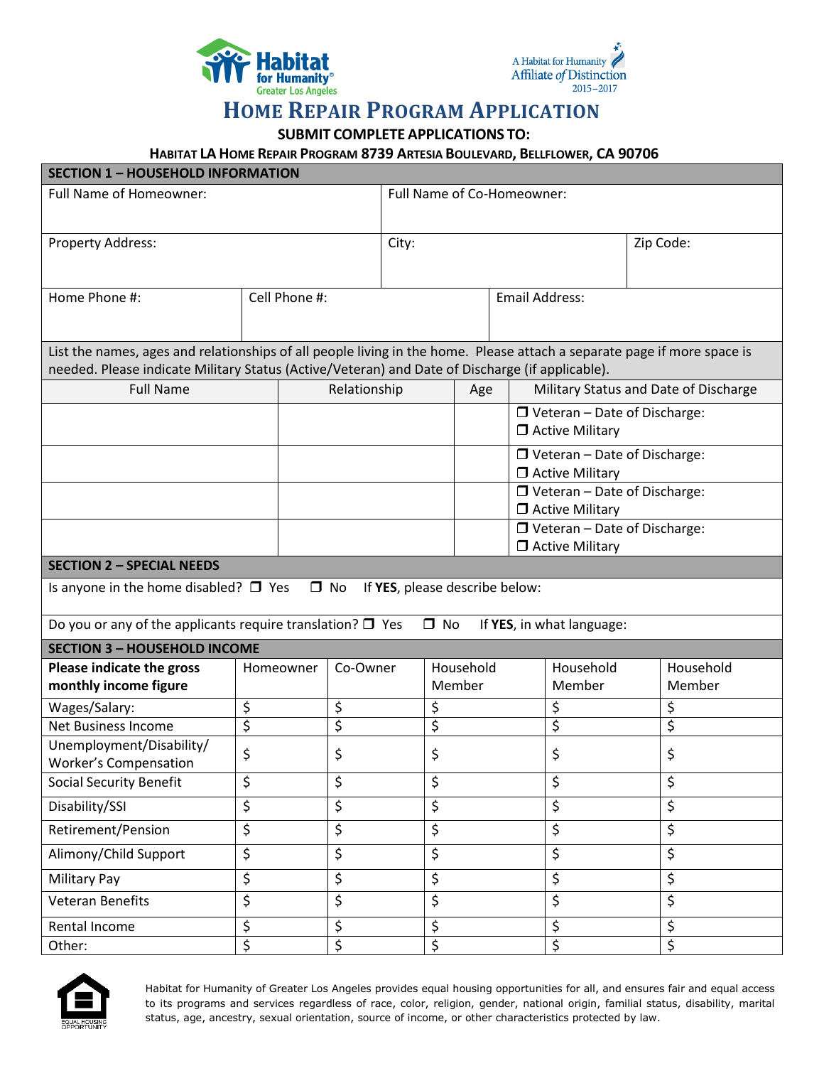# HOME REPAIR PROGRAM APPLICATION

**SUBMIT COMPLETE APPLICATIONS TO:**

**HABITAT LA HOME REPAIR PROGRAM 8739 ARTESIA BOULEVARD, BELLFLOWER, CA 90706**

## SECTION 1 – HOUSEHOLD INFORMATION

| Full Name of Homeowner: | Full Name of Co-Homeowner: | |
|---|---|---|
| Property Address: | City: | Zip Code: |

| Home Phone #: | Cell Phone #: | Email Address: |
|---|---|---|
| | | |

List the names, ages and relationships of all people living in the home. Please attach a separate page if more space is needed. Please indicate Military Status (Active/Veteran) and Date of Discharge (if applicable).

| Full Name | Relationship | Age | Military Status and Date of Discharge |
|---|---|---|---|
| | | | ☐ Veteran – Date of Discharge: ☐ Active Military |
| | | | ☐ Veteran – Date of Discharge: ☐ Active Military |
| | | | ☐ Veteran – Date of Discharge: ☐ Active Military |
| | | | ☐ Veteran – Date of Discharge: ☐ Active Military |

## SECTION 2 – SPECIAL NEEDS

Is anyone in the home disabled? ☐ Yes ☐ No If **YES**, please describe below:

Do you or any of the applicants require translation? ☐ Yes ☐ No If **YES**, in what language:

## SECTION 3 – HOUSEHOLD INCOME

| **Please indicate the gross monthly income figure** | Homeowner | Co-Owner | Household Member | Household Member | Household Member |
|---|---|---|---|---|---|
| Wages/Salary: | $ | $ | $ | $ | $ |
| Net Business Income | $ | $ | $ | $ | $ |
| Unemployment/Disability/ Worker's Compensation | $ | $ | $ | $ | $ |
| Social Security Benefit | $ | $ | $ | $ | $ |
| Disability/SSI | $ | $ | $ | $ | $ |
| Retirement/Pension | $ | $ | $ | $ | $ |
| Alimony/Child Support | $ | $ | $ | $ | $ |
| Military Pay | $ | $ | $ | $ | $ |
| Veteran Benefits | $ | $ | $ | $ | $ |
| Rental Income | $ | $ | $ | $ | $ |
| Other: | $ | $ | $ | $ | $ |

Habitat for Humanity of Greater Los Angeles provides equal housing opportunities for all, and ensures fair and equal access to its programs and services regardless of race, color, religion, gender, national origin, familial status, disability, marital status, age, ancestry, sexual orientation, source of income, or other characteristics protected by law.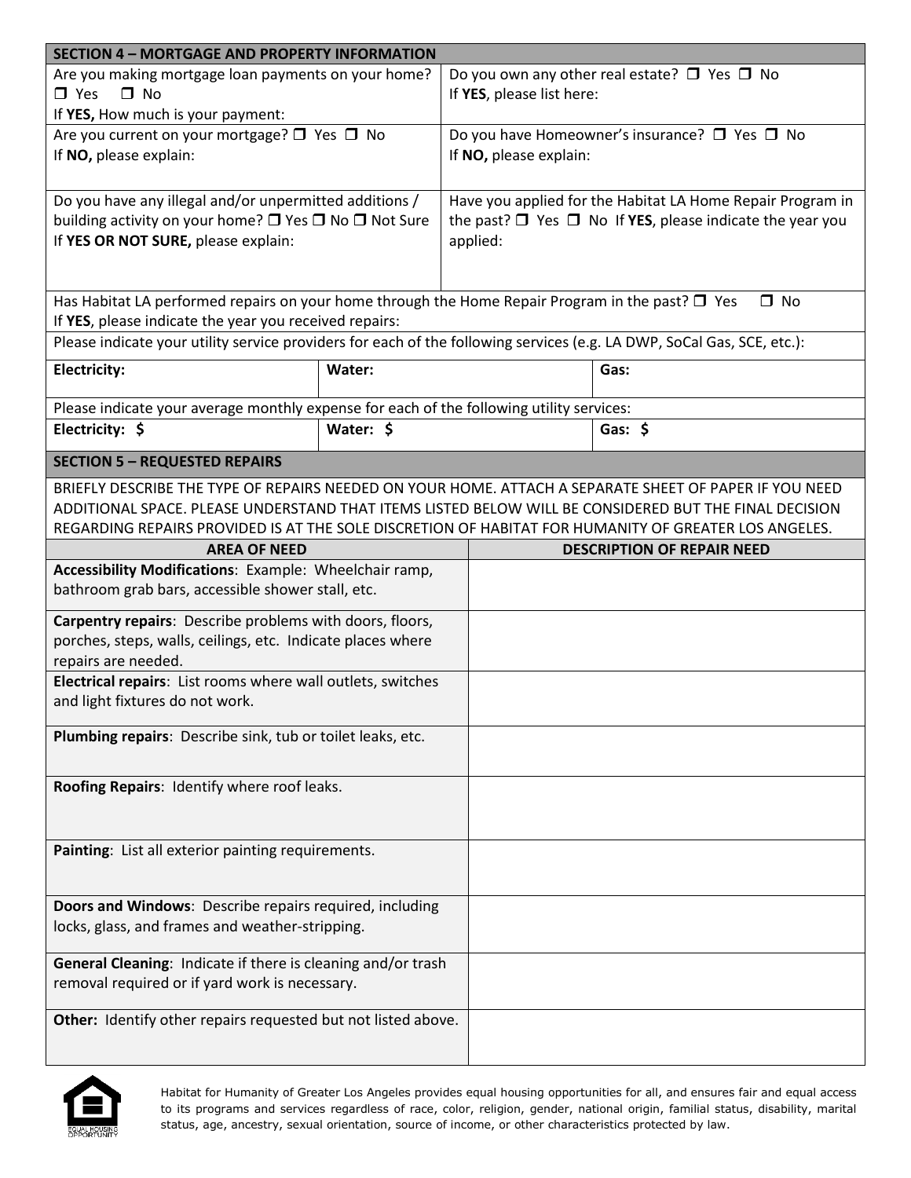## SECTION 4 – MORTGAGE AND PROPERTY INFORMATION

| | |
|---|---|
| Are you making mortgage loan payments on your home? ❐ Yes ❐ No<br>If **YES,** How much is your payment: | Do you own any other real estate? ❐ Yes ❐ No<br>If **YES**, please list here: |
| Are you current on your mortgage? ❐ Yes ❐ No<br>If **NO,** please explain: | Do you have Homeowner's insurance? ❐ Yes ❐ No<br>If **NO,** please explain: |
| Do you have any illegal and/or unpermitted additions / building activity on your home? ❐ Yes ❐ No ❐ Not Sure<br>If **YES OR NOT SURE,** please explain: | Have you applied for the Habitat LA Home Repair Program in the past? ❐ Yes ❐ No If **YES**, please indicate the year you applied: |

Has Habitat LA performed repairs on your home through the Home Repair Program in the past? ❐ Yes ❐ No
If **YES**, please indicate the year you received repairs:

Please indicate your utility service providers for each of the following services (e.g. LA DWP, SoCal Gas, SCE, etc.):

| **Electricity:** | **Water:** | **Gas:** |
|---|---|---|

Please indicate your average monthly expense for each of the following utility services:

| **Electricity: $** | **Water: $** | **Gas: $** |
|---|---|---|

## SECTION 5 – REQUESTED REPAIRS

BRIEFLY DESCRIBE THE TYPE OF REPAIRS NEEDED ON YOUR HOME. ATTACH A SEPARATE SHEET OF PAPER IF YOU NEED ADDITIONAL SPACE. PLEASE UNDERSTAND THAT ITEMS LISTED BELOW WILL BE CONSIDERED BUT THE FINAL DECISION REGARDING REPAIRS PROVIDED IS AT THE SOLE DISCRETION OF HABITAT FOR HUMANITY OF GREATER LOS ANGELES.

| AREA OF NEED | DESCRIPTION OF REPAIR NEED |
|---|---|
| **Accessibility Modifications**: Example: Wheelchair ramp, bathroom grab bars, accessible shower stall, etc. | |
| **Carpentry repairs**: Describe problems with doors, floors, porches, steps, walls, ceilings, etc. Indicate places where repairs are needed. | |
| **Electrical repairs**: List rooms where wall outlets, switches and light fixtures do not work. | |
| **Plumbing repairs**: Describe sink, tub or toilet leaks, etc. | |
| **Roofing Repairs**: Identify where roof leaks. | |
| **Painting**: List all exterior painting requirements. | |
| **Doors and Windows**: Describe repairs required, including locks, glass, and frames and weather-stripping. | |
| **General Cleaning**: Indicate if there is cleaning and/or trash removal required or if yard work is necessary. | |
| **Other:** Identify other repairs requested but not listed above. | |

EQUAL HOUSING OPPORTUNITY

Habitat for Humanity of Greater Los Angeles provides equal housing opportunities for all, and ensures fair and equal access to its programs and services regardless of race, color, religion, gender, national origin, familial status, disability, marital status, age, ancestry, sexual orientation, source of income, or other characteristics protected by law.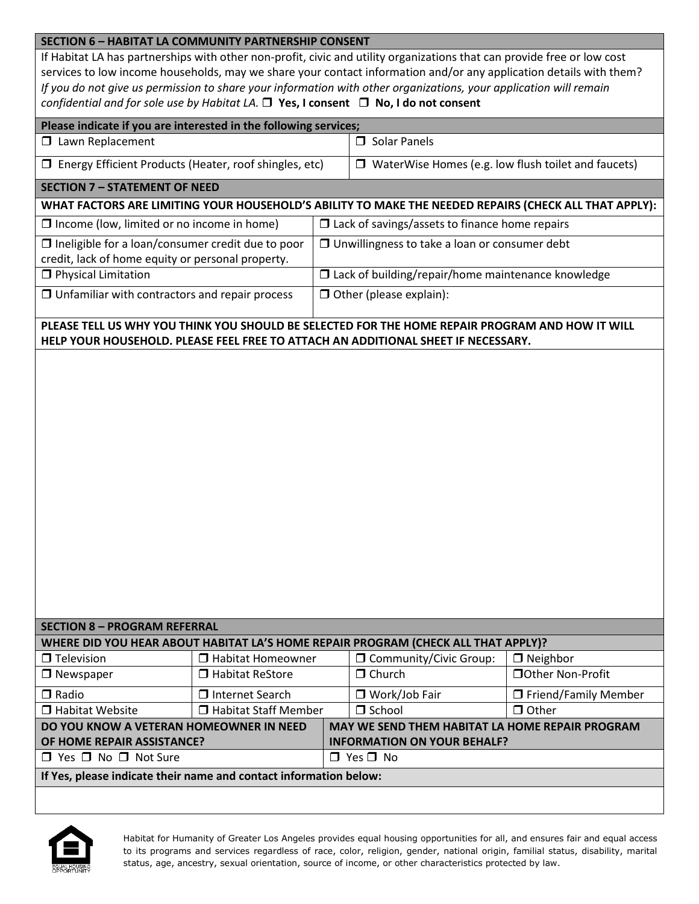## SECTION 6 – HABITAT LA COMMUNITY PARTNERSHIP CONSENT

If Habitat LA has partnerships with other non-profit, civic and utility organizations that can provide free or low cost services to low income households, may we share your contact information and/or any application details with them? *If you do not give us permission to share your information with other organizations, your application will remain confidential and for sole use by Habitat LA.* ☐ **Yes, I consent** ☐ **No, I do not consent**

**Please indicate if you are interested in the following services;**

| | |
|---|---|
| ☐ Lawn Replacement | ☐ Solar Panels |
| ☐ Energy Efficient Products (Heater, roof shingles, etc) | ☐ WaterWise Homes (e.g. low flush toilet and faucets) |

## SECTION 7 – STATEMENT OF NEED

**WHAT FACTORS ARE LIMITING YOUR HOUSEHOLD'S ABILITY TO MAKE THE NEEDED REPAIRS (CHECK ALL THAT APPLY):**

| | |
|---|---|
| ☐ Income (low, limited or no income in home) | ☐ Lack of savings/assets to finance home repairs |
| ☐ Ineligible for a loan/consumer credit due to poor credit, lack of home equity or personal property. | ☐ Unwillingness to take a loan or consumer debt |
| ☐ Physical Limitation | ☐ Lack of building/repair/home maintenance knowledge |
| ☐ Unfamiliar with contractors and repair process | ☐ Other (please explain): |

**PLEASE TELL US WHY YOU THINK YOU SHOULD BE SELECTED FOR THE HOME REPAIR PROGRAM AND HOW IT WILL HELP YOUR HOUSEHOLD. PLEASE FEEL FREE TO ATTACH AN ADDITIONAL SHEET IF NECESSARY.**

## SECTION 8 – PROGRAM REFERRAL

**WHERE DID YOU HEAR ABOUT HABITAT LA'S HOME REPAIR PROGRAM (CHECK ALL THAT APPLY)?**

| | | | |
|---|---|---|---|
| ☐ Television | ☐ Habitat Homeowner | ☐ Community/Civic Group: | ☐ Neighbor |
| ☐ Newspaper | ☐ Habitat ReStore | ☐ Church | ☐ Other Non-Profit |
| ☐ Radio | ☐ Internet Search | ☐ Work/Job Fair | ☐ Friend/Family Member |
| ☐ Habitat Website | ☐ Habitat Staff Member | ☐ School | ☐ Other |

| DO YOU KNOW A VETERAN HOMEOWNER IN NEED OF HOME REPAIR ASSISTANCE? | MAY WE SEND THEM HABITAT LA HOME REPAIR PROGRAM INFORMATION ON YOUR BEHALF? |
|---|---|
| ☐ Yes ☐ No ☐ Not Sure | ☐ Yes ☐ No |

**If Yes, please indicate their name and contact information below:**

Habitat for Humanity of Greater Los Angeles provides equal housing opportunities for all, and ensures fair and equal access to its programs and services regardless of race, color, religion, gender, national origin, familial status, disability, marital status, age, ancestry, sexual orientation, source of income, or other characteristics protected by law.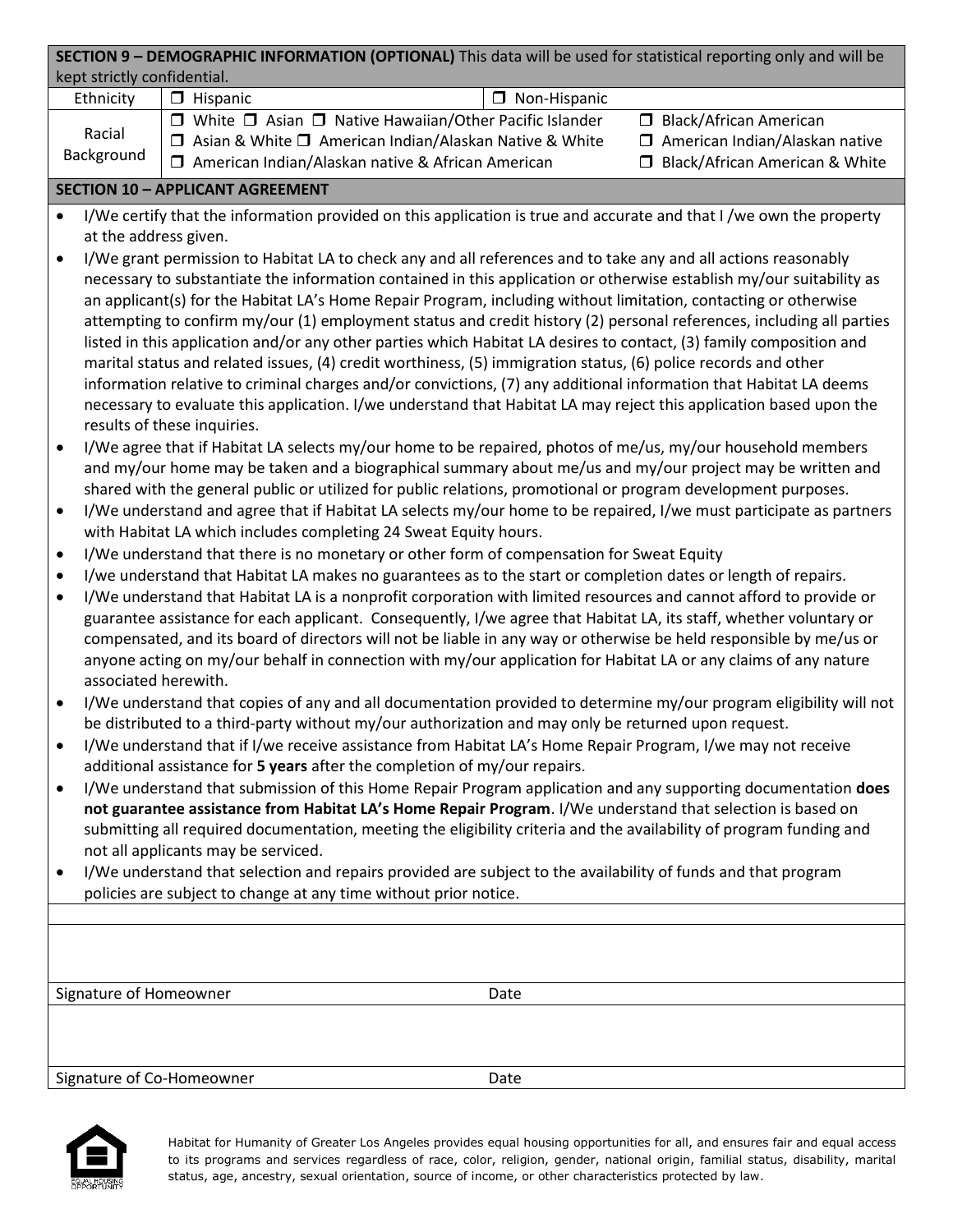**SECTION 9 – DEMOGRAPHIC INFORMATION (OPTIONAL)** This data will be used for statistical reporting only and will be kept strictly confidential.

| | | | |
|---|---|---|---|
| Ethnicity | ❒ Hispanic | ❒ Non-Hispanic | |
| Racial Background | ❒ White ❒ Asian ❒ Native Hawaiian/Other Pacific Islander<br>❒ Asian & White ❒ American Indian/Alaskan Native & White<br>❒ American Indian/Alaskan native & African American | | ❒ Black/African American<br>❒ American Indian/Alaskan native<br>❒ Black/African American & White |

**SECTION 10 – APPLICANT AGREEMENT**

- I/We certify that the information provided on this application is true and accurate and that I /we own the property at the address given.
- I/We grant permission to Habitat LA to check any and all references and to take any and all actions reasonably necessary to substantiate the information contained in this application or otherwise establish my/our suitability as an applicant(s) for the Habitat LA's Home Repair Program, including without limitation, contacting or otherwise attempting to confirm my/our (1) employment status and credit history (2) personal references, including all parties listed in this application and/or any other parties which Habitat LA desires to contact, (3) family composition and marital status and related issues, (4) credit worthiness, (5) immigration status, (6) police records and other information relative to criminal charges and/or convictions, (7) any additional information that Habitat LA deems necessary to evaluate this application. I/we understand that Habitat LA may reject this application based upon the results of these inquiries.
- I/We agree that if Habitat LA selects my/our home to be repaired, photos of me/us, my/our household members and my/our home may be taken and a biographical summary about me/us and my/our project may be written and shared with the general public or utilized for public relations, promotional or program development purposes.
- I/We understand and agree that if Habitat LA selects my/our home to be repaired, I/we must participate as partners with Habitat LA which includes completing 24 Sweat Equity hours.
- I/We understand that there is no monetary or other form of compensation for Sweat Equity
- I/we understand that Habitat LA makes no guarantees as to the start or completion dates or length of repairs.
- I/We understand that Habitat LA is a nonprofit corporation with limited resources and cannot afford to provide or guarantee assistance for each applicant. Consequently, I/we agree that Habitat LA, its staff, whether voluntary or compensated, and its board of directors will not be liable in any way or otherwise be held responsible by me/us or anyone acting on my/our behalf in connection with my/our application for Habitat LA or any claims of any nature associated herewith.
- I/We understand that copies of any and all documentation provided to determine my/our program eligibility will not be distributed to a third-party without my/our authorization and may only be returned upon request.
- I/We understand that if I/we receive assistance from Habitat LA's Home Repair Program, I/we may not receive additional assistance for **5 years** after the completion of my/our repairs.
- I/We understand that submission of this Home Repair Program application and any supporting documentation **does not guarantee assistance from Habitat LA's Home Repair Program**. I/We understand that selection is based on submitting all required documentation, meeting the eligibility criteria and the availability of program funding and not all applicants may be serviced.
- I/We understand that selection and repairs provided are subject to the availability of funds and that program policies are subject to change at any time without prior notice.

| | |
|---|---|
| Signature of Homeowner | Date |
| Signature of Co-Homeowner | Date |

EQUAL HOUSING OPPORTUNITY

Habitat for Humanity of Greater Los Angeles provides equal housing opportunities for all, and ensures fair and equal access to its programs and services regardless of race, color, religion, gender, national origin, familial status, disability, marital status, age, ancestry, sexual orientation, source of income, or other characteristics protected by law.